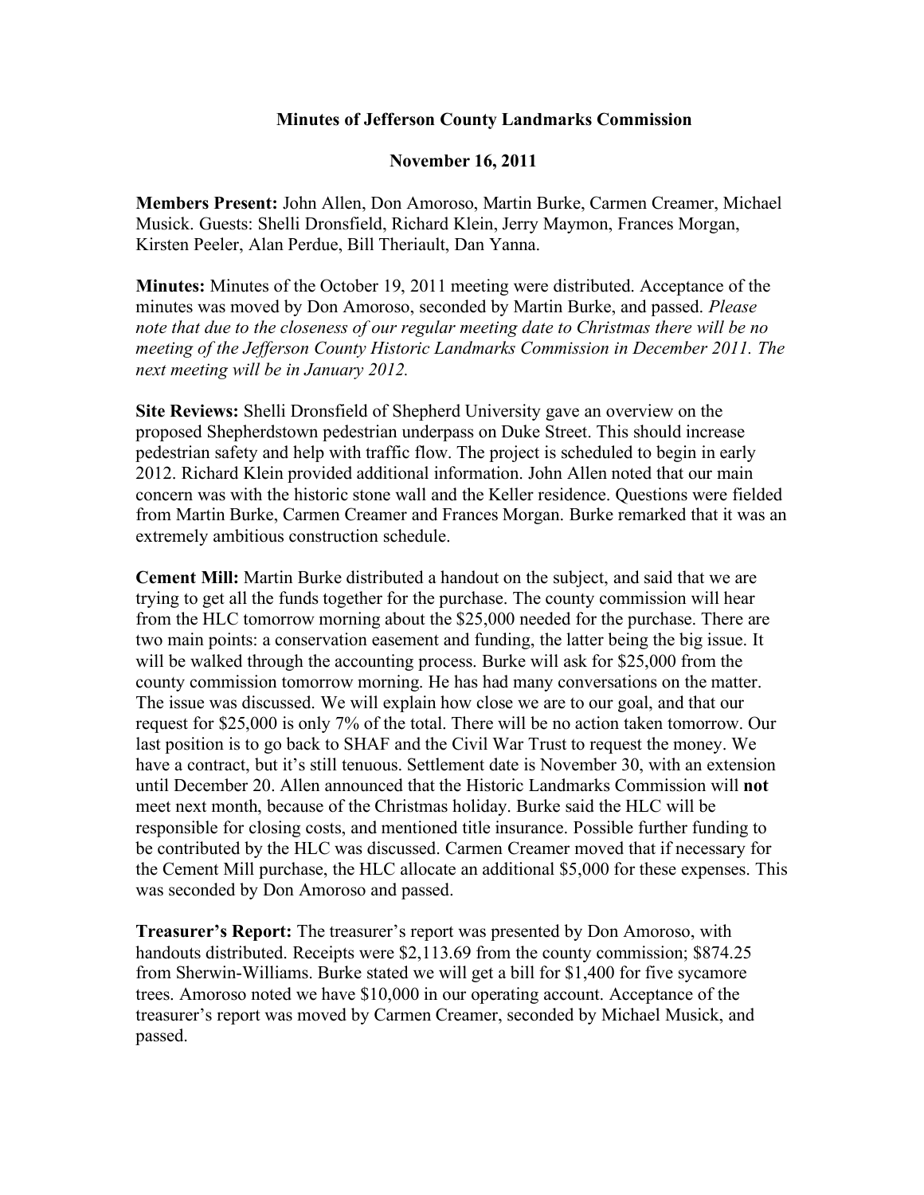# Minutes of Jefferson County Landmarks Commission

## November 16, 2011

**Members Present:** John Allen, Don Amoroso, Martin Burke, Carmen Creamer, Michael Musick. Guests: Shelli Dronsfield, Richard Klein, Jerry Maymon, Frances Morgan, Kirsten Peeler, Alan Perdue, Bill Theriault, Dan Yanna.

**Minutes:** Minutes of the October 19, 2011 meeting were distributed. Acceptance of the minutes was moved by Don Amoroso, seconded by Martin Burke, and passed. *Please note that due to the closeness of our regular meeting date to Christmas there will be no meeting of the Jefferson County Historic Landmarks Commission in December 2011. The next meeting will be in January 2012.*

**Site Reviews:** Shelli Dronsfield of Shepherd University gave an overview on the proposed Shepherdstown pedestrian underpass on Duke Street. This should increase pedestrian safety and help with traffic flow. The project is scheduled to begin in early 2012. Richard Klein provided additional information. John Allen noted that our main concern was with the historic stone wall and the Keller residence. Questions were fielded from Martin Burke, Carmen Creamer and Frances Morgan. Burke remarked that it was an extremely ambitious construction schedule.

**Cement Mill:** Martin Burke distributed a handout on the subject, and said that we are trying to get all the funds together for the purchase. The county commission will hear from the HLC tomorrow morning about the $25,000 needed for the purchase. There are two main points: a conservation easement and funding, the latter being the big issue. It will be walked through the accounting process. Burke will ask for $25,000 from the county commission tomorrow morning. He has had many conversations on the matter. The issue was discussed. We will explain how close we are to our goal, and that our request for $25,000 is only 7% of the total. There will be no action taken tomorrow. Our last position is to go back to SHAF and the Civil War Trust to request the money. We have a contract, but it's still tenuous. Settlement date is November 30, with an extension until December 20. Allen announced that the Historic Landmarks Commission will **not** meet next month, because of the Christmas holiday. Burke said the HLC will be responsible for closing costs, and mentioned title insurance. Possible further funding to be contributed by the HLC was discussed. Carmen Creamer moved that if necessary for the Cement Mill purchase, the HLC allocate an additional $5,000 for these expenses. This was seconded by Don Amoroso and passed.

**Treasurer's Report:** The treasurer's report was presented by Don Amoroso, with handouts distributed. Receipts were $2,113.69 from the county commission; $874.25 from Sherwin-Williams. Burke stated we will get a bill for $1,400 for five sycamore trees. Amoroso noted we have $10,000 in our operating account. Acceptance of the treasurer's report was moved by Carmen Creamer, seconded by Michael Musick, and passed.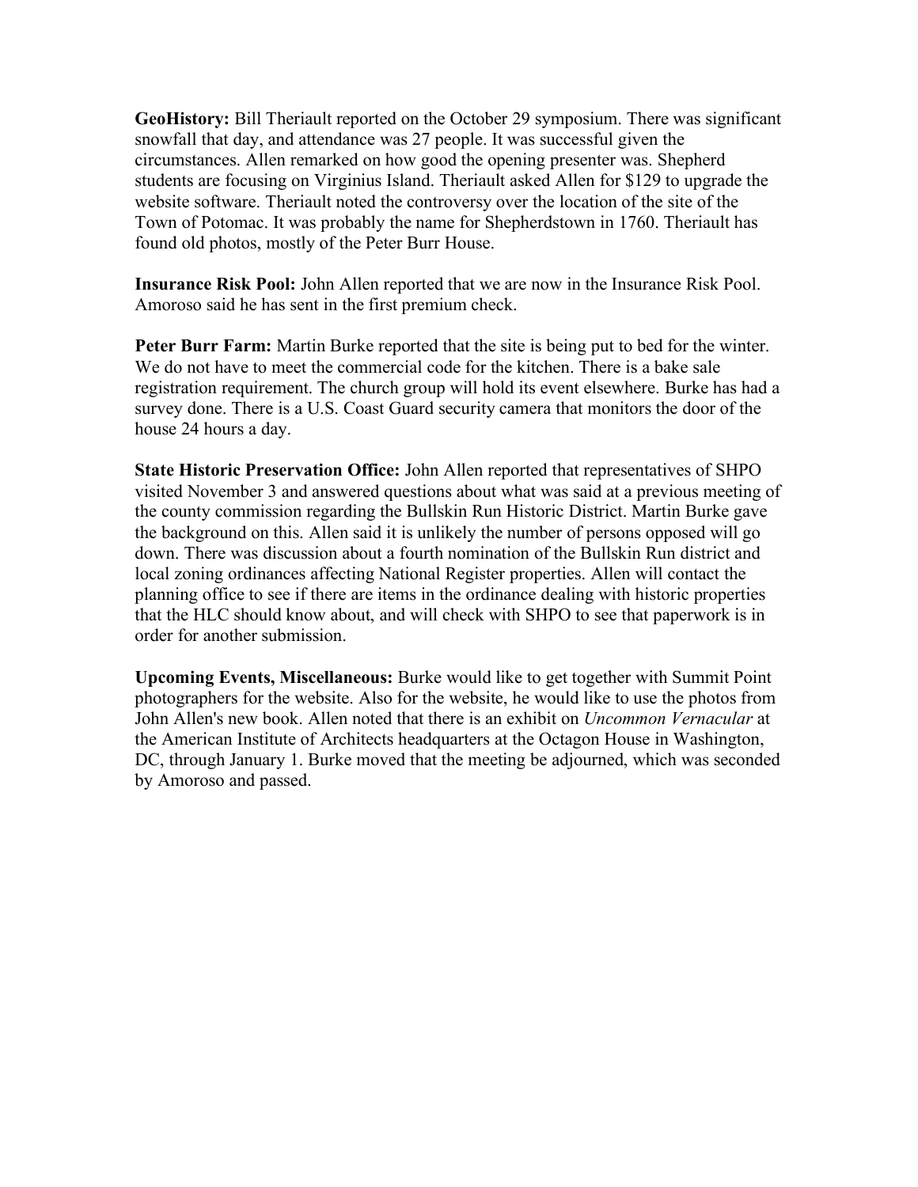**GeoHistory:** Bill Theriault reported on the October 29 symposium. There was significant snowfall that day, and attendance was 27 people. It was successful given the circumstances. Allen remarked on how good the opening presenter was. Shepherd students are focusing on Virginius Island. Theriault asked Allen for $129 to upgrade the website software. Theriault noted the controversy over the location of the site of the Town of Potomac. It was probably the name for Shepherdstown in 1760. Theriault has found old photos, mostly of the Peter Burr House.

**Insurance Risk Pool:** John Allen reported that we are now in the Insurance Risk Pool. Amoroso said he has sent in the first premium check.

**Peter Burr Farm:** Martin Burke reported that the site is being put to bed for the winter. We do not have to meet the commercial code for the kitchen. There is a bake sale registration requirement. The church group will hold its event elsewhere. Burke has had a survey done. There is a U.S. Coast Guard security camera that monitors the door of the house 24 hours a day.

**State Historic Preservation Office:** John Allen reported that representatives of SHPO visited November 3 and answered questions about what was said at a previous meeting of the county commission regarding the Bullskin Run Historic District. Martin Burke gave the background on this. Allen said it is unlikely the number of persons opposed will go down. There was discussion about a fourth nomination of the Bullskin Run district and local zoning ordinances affecting National Register properties. Allen will contact the planning office to see if there are items in the ordinance dealing with historic properties that the HLC should know about, and will check with SHPO to see that paperwork is in order for another submission.

**Upcoming Events, Miscellaneous:** Burke would like to get together with Summit Point photographers for the website. Also for the website, he would like to use the photos from John Allen's new book. Allen noted that there is an exhibit on *Uncommon Vernacular* at the American Institute of Architects headquarters at the Octagon House in Washington, DC, through January 1. Burke moved that the meeting be adjourned, which was seconded by Amoroso and passed.